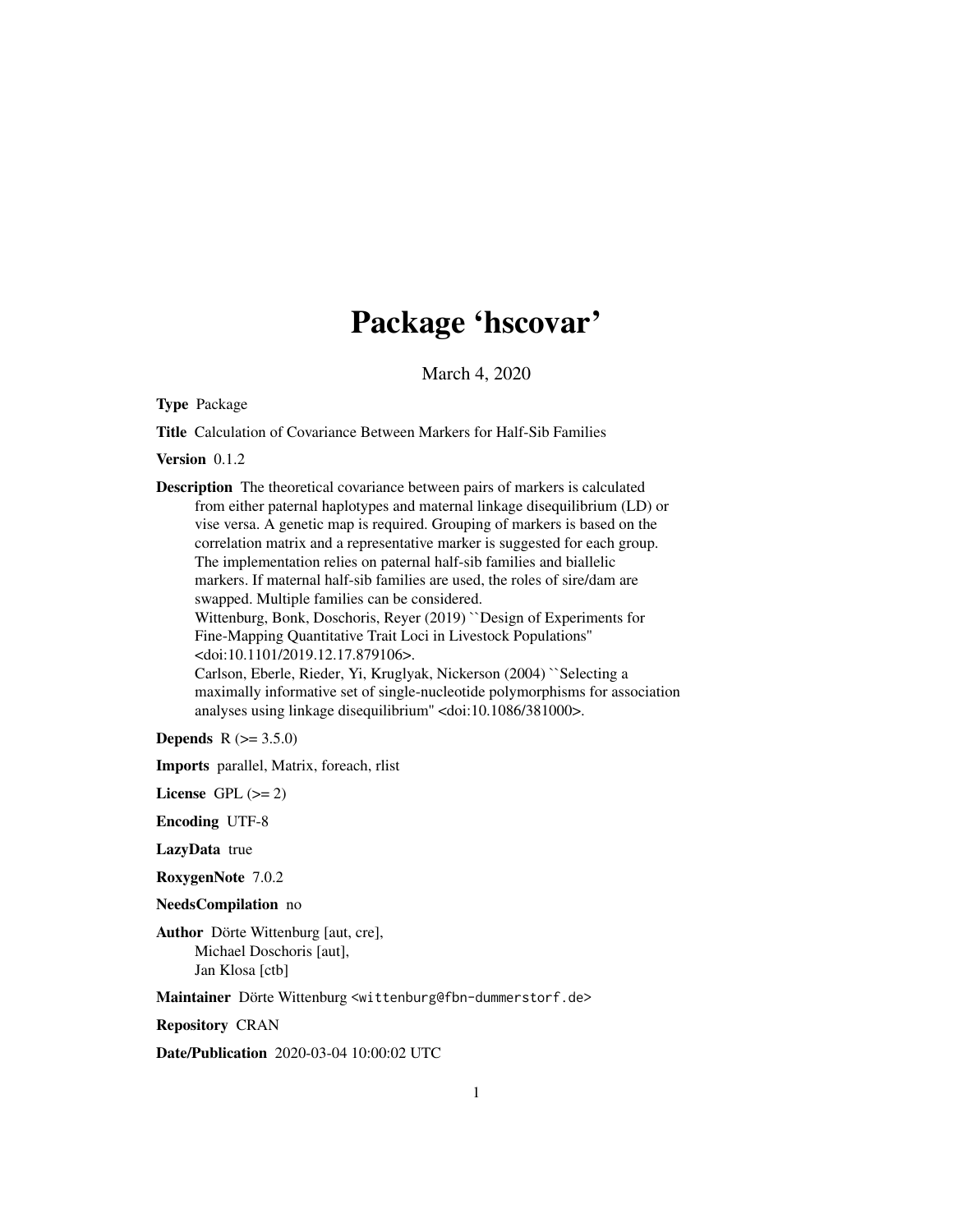# Package 'hscovar'

March 4, 2020

**Type** Package

**Title** Calculation of Covariance Between Markers for Half-Sib Families

**Version** 0.1.2

**Description** The theoretical covariance between pairs of markers is calculated from either paternal haplotypes and maternal linkage disequilibrium (LD) or vise versa. A genetic map is required. Grouping of markers is based on the correlation matrix and a representative marker is suggested for each group. The implementation relies on paternal half-sib families and biallelic markers. If maternal half-sib families are used, the roles of sire/dam are swapped. Multiple families can be considered.
Wittenburg, Bonk, Doschoris, Reyer (2019) ``Design of Experiments for Fine-Mapping Quantitative Trait Loci in Livestock Populations'' <doi:10.1101/2019.12.17.879106>.
Carlson, Eberle, Rieder, Yi, Kruglyak, Nickerson (2004) ``Selecting a maximally informative set of single-nucleotide polymorphisms for association analyses using linkage disequilibrium'' <doi:10.1086/381000>.

**Depends** R (>= 3.5.0)

**Imports** parallel, Matrix, foreach, rlist

**License** GPL (>= 2)

**Encoding** UTF-8

**LazyData** true

**RoxygenNote** 7.0.2

**NeedsCompilation** no

**Author** Dörte Wittenburg [aut, cre],
Michael Doschoris [aut],
Jan Klosa [ctb]

**Maintainer** Dörte Wittenburg <wittenburg@fbn-dummerstorf.de>

**Repository** CRAN

**Date/Publication** 2020-03-04 10:00:02 UTC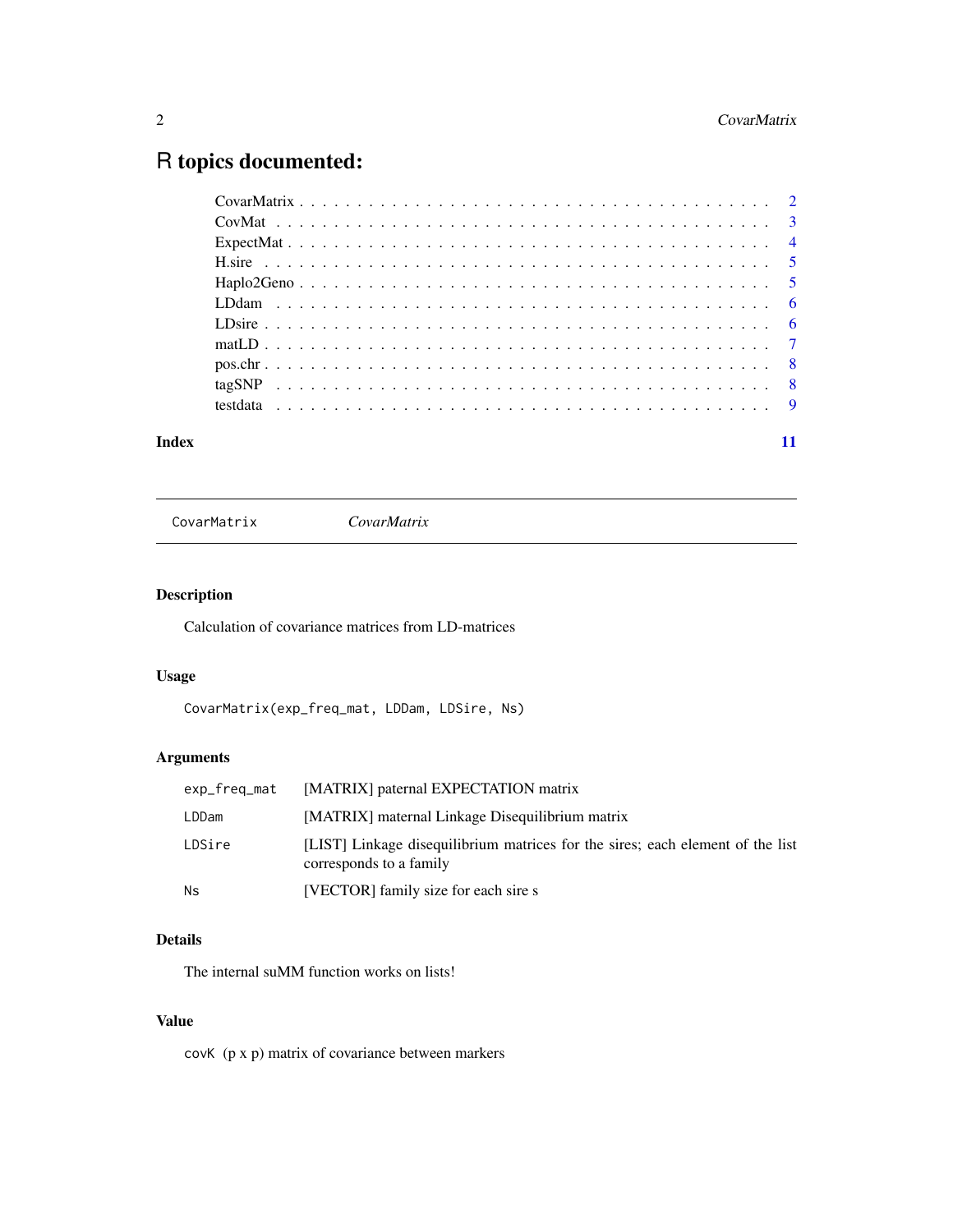# R topics documented:

| | |
|---|---|
| CovarMatrix | 2 |
| CovMat | 3 |
| ExpectMat | 4 |
| H.sire | 5 |
| Haplo2Geno | 5 |
| LDdam | 6 |
| LDsire | 6 |
| matLD | 7 |
| pos.chr | 8 |
| tagSNP | 8 |
| testdata | 9 |

**Index** 11

---

CovarMatrix *CovarMatrix*

---

### Description

Calculation of covariance matrices from LD-matrices

### Usage

```
CovarMatrix(exp_freq_mat, LDDam, LDSire, Ns)
```

### Arguments

| | |
|---|---|
| `exp_freq_mat` | [MATRIX] paternal EXPECTATION matrix |
| `LDDam` | [MATRIX] maternal Linkage Disequilibrium matrix |
| `LDSire` | [LIST] Linkage disequilibrium matrices for the sires; each element of the list corresponds to a family |
| `Ns` | [VECTOR] family size for each sire s |

### Details

The internal suMM function works on lists!

### Value

`covK` (p x p) matrix of covariance between markers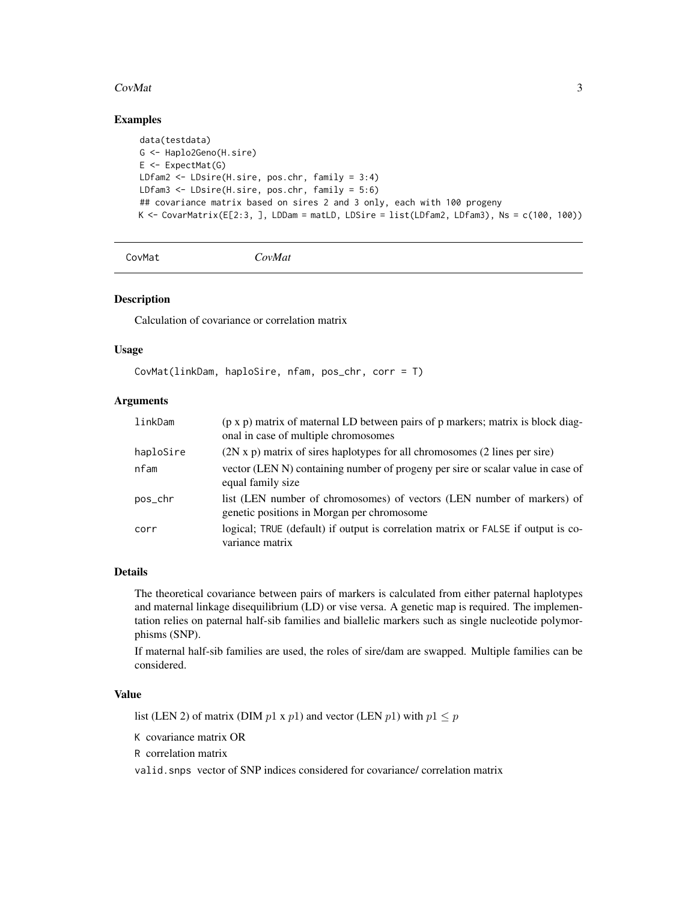## Examples

```
data(testdata)
G <- Haplo2Geno(H.sire)
E <- ExpectMat(G)
LDfam2 <- LDsire(H.sire, pos.chr, family = 3:4)
LDfam3 <- LDsire(H.sire, pos.chr, family = 5:6)
## covariance matrix based on sires 2 and 3 only, each with 100 progeny
K <- CovarMatrix(E[2:3, ], LDDam = matLD, LDSire = list(LDfam2, LDfam3), Ns = c(100, 100))
```

---

CovMat *CovMat*

---

## Description

Calculation of covariance or correlation matrix

## Usage

```
CovMat(linkDam, haploSire, nfam, pos_chr, corr = T)
```

## Arguments

| | |
|---|---|
| linkDam | (p x p) matrix of maternal LD between pairs of p markers; matrix is block diagonal in case of multiple chromosomes |
| haploSire | (2N x p) matrix of sires haplotypes for all chromosomes (2 lines per sire) |
| nfam | vector (LEN N) containing number of progeny per sire or scalar value in case of equal family size |
| pos_chr | list (LEN number of chromosomes) of vectors (LEN number of markers) of genetic positions in Morgan per chromosome |
| corr | logical; TRUE (default) if output is correlation matrix or FALSE if output is covariance matrix |

## Details

The theoretical covariance between pairs of markers is calculated from either paternal haplotypes and maternal linkage disequilibrium (LD) or vise versa. A genetic map is required. The implementation relies on paternal half-sib families and biallelic markers such as single nucleotide polymorphisms (SNP).

If maternal half-sib families are used, the roles of sire/dam are swapped. Multiple families can be considered.

## Value

list (LEN 2) of matrix (DIM $p1$ x $p1$) and vector (LEN $p1$) with $p1 \leq p$

K covariance matrix OR

R correlation matrix

valid.snps vector of SNP indices considered for covariance/ correlation matrix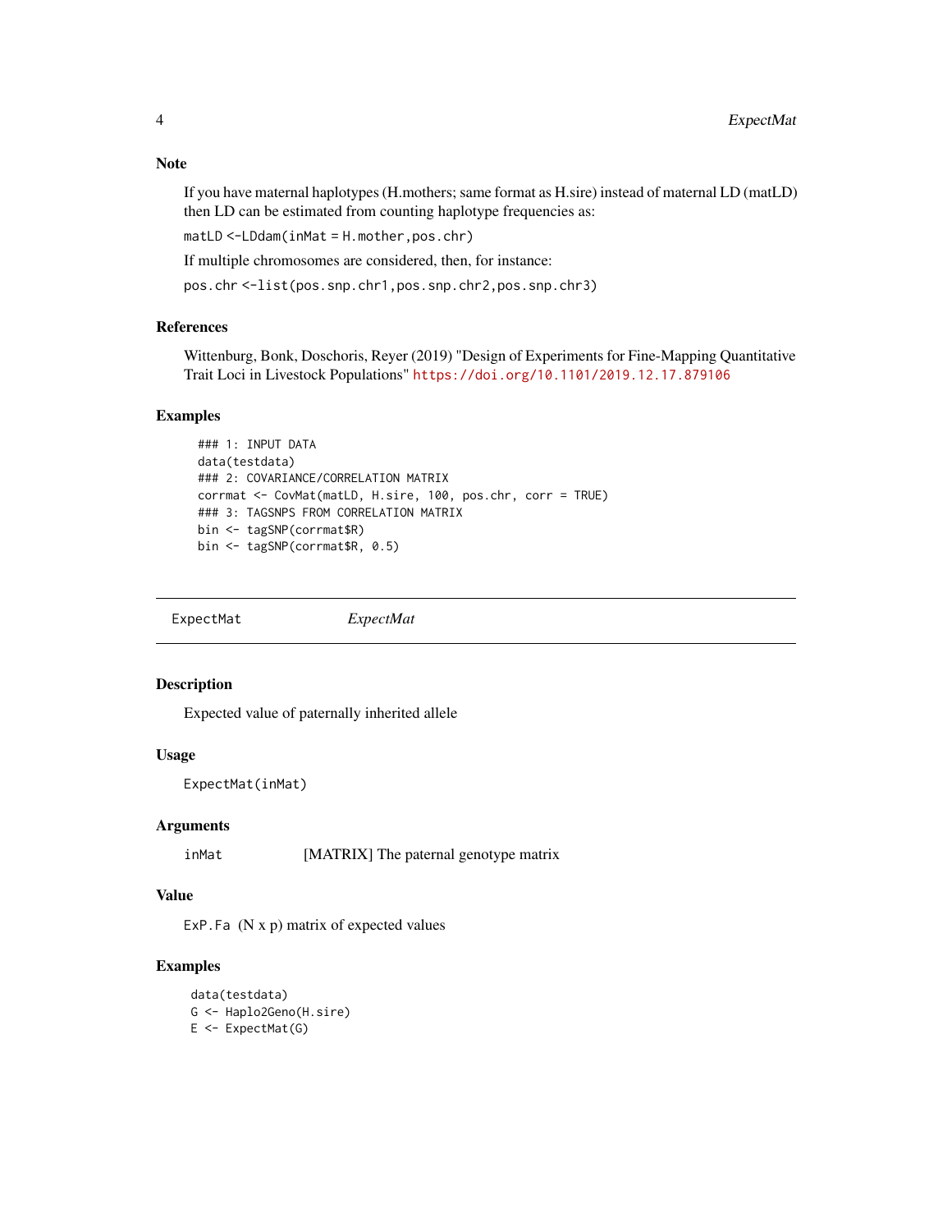## Note

If you have maternal haplotypes (H.mothers; same format as H.sire) instead of maternal LD (matLD) then LD can be estimated from counting haplotype frequencies as:

`matLD <-LDdam(inMat = H.mother,pos.chr)`

If multiple chromosomes are considered, then, for instance:

`pos.chr <-list(pos.snp.chr1,pos.snp.chr2,pos.snp.chr3)`

## References

Wittenburg, Bonk, Doschoris, Reyer (2019) "Design of Experiments for Fine-Mapping Quantitative Trait Loci in Livestock Populations" https://doi.org/10.1101/2019.12.17.879106

## Examples

```
### 1: INPUT DATA
data(testdata)
### 2: COVARIANCE/CORRELATION MATRIX
corrmat <- CovMat(matLD, H.sire, 100, pos.chr, corr = TRUE)
### 3: TAGSNPS FROM CORRELATION MATRIX
bin <- tagSNP(corrmat$R)
bin <- tagSNP(corrmat$R, 0.5)
```

---

# ExpectMat — *ExpectMat*

## Description

Expected value of paternally inherited allele

## Usage

```
ExpectMat(inMat)
```

## Arguments

| | |
|---|---|
| inMat | [MATRIX] The paternal genotype matrix |

## Value

`ExP.Fa` (N x p) matrix of expected values

## Examples

```
data(testdata)
G <- Haplo2Geno(H.sire)
E <- ExpectMat(G)
```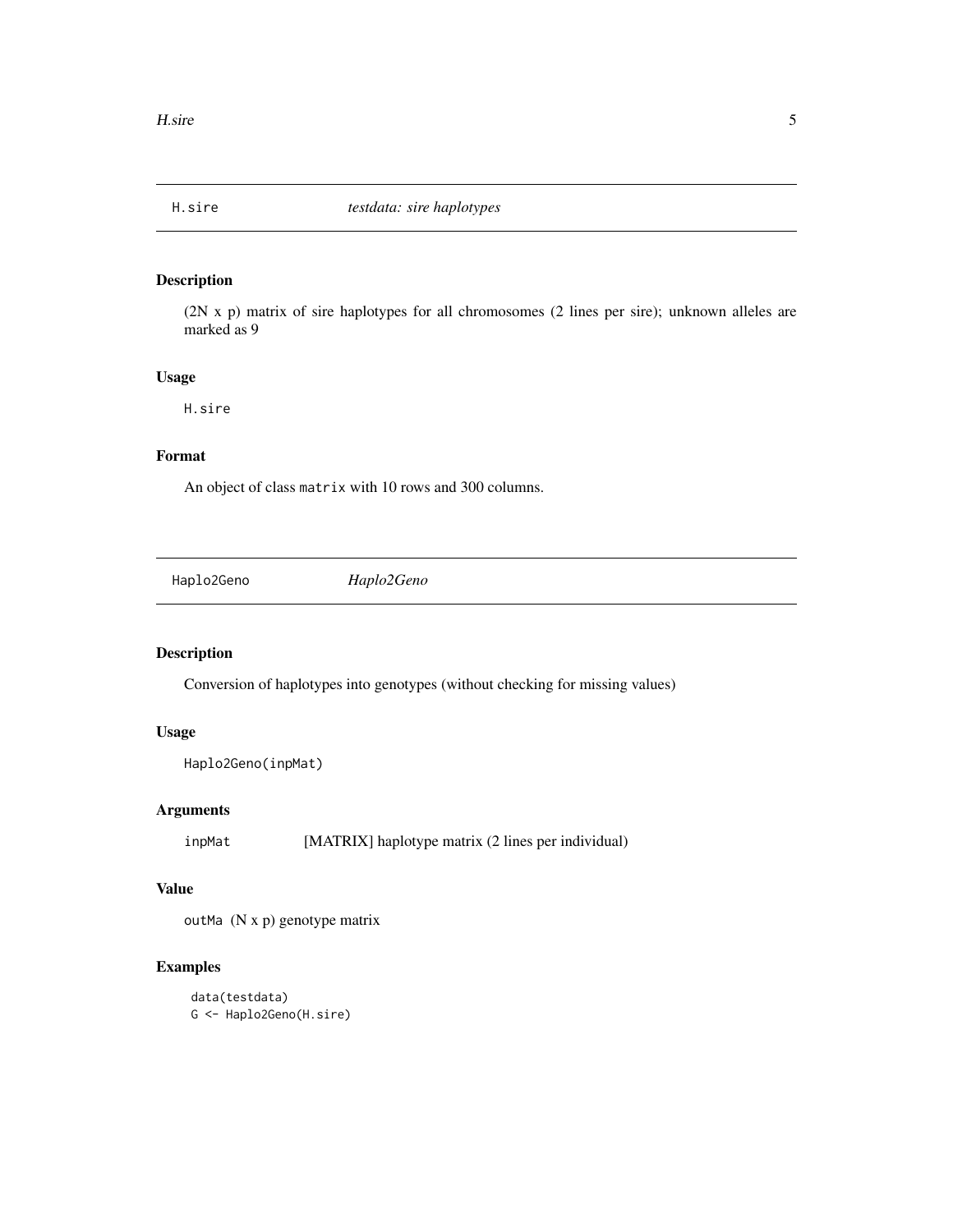## H.sire *testdata: sire haplotypes*

### Description

(2N x p) matrix of sire haplotypes for all chromosomes (2 lines per sire); unknown alleles are marked as 9

### Usage

```
H.sire
```

### Format

An object of class `matrix` with 10 rows and 300 columns.

## Haplo2Geno *Haplo2Geno*

### Description

Conversion of haplotypes into genotypes (without checking for missing values)

### Usage

```
Haplo2Geno(inpMat)
```

### Arguments

| | |
|---|---|
| `inpMat` | [MATRIX] haplotype matrix (2 lines per individual) |

### Value

`outMa` (N x p) genotype matrix

### Examples

```
data(testdata)
G <- Haplo2Geno(H.sire)
```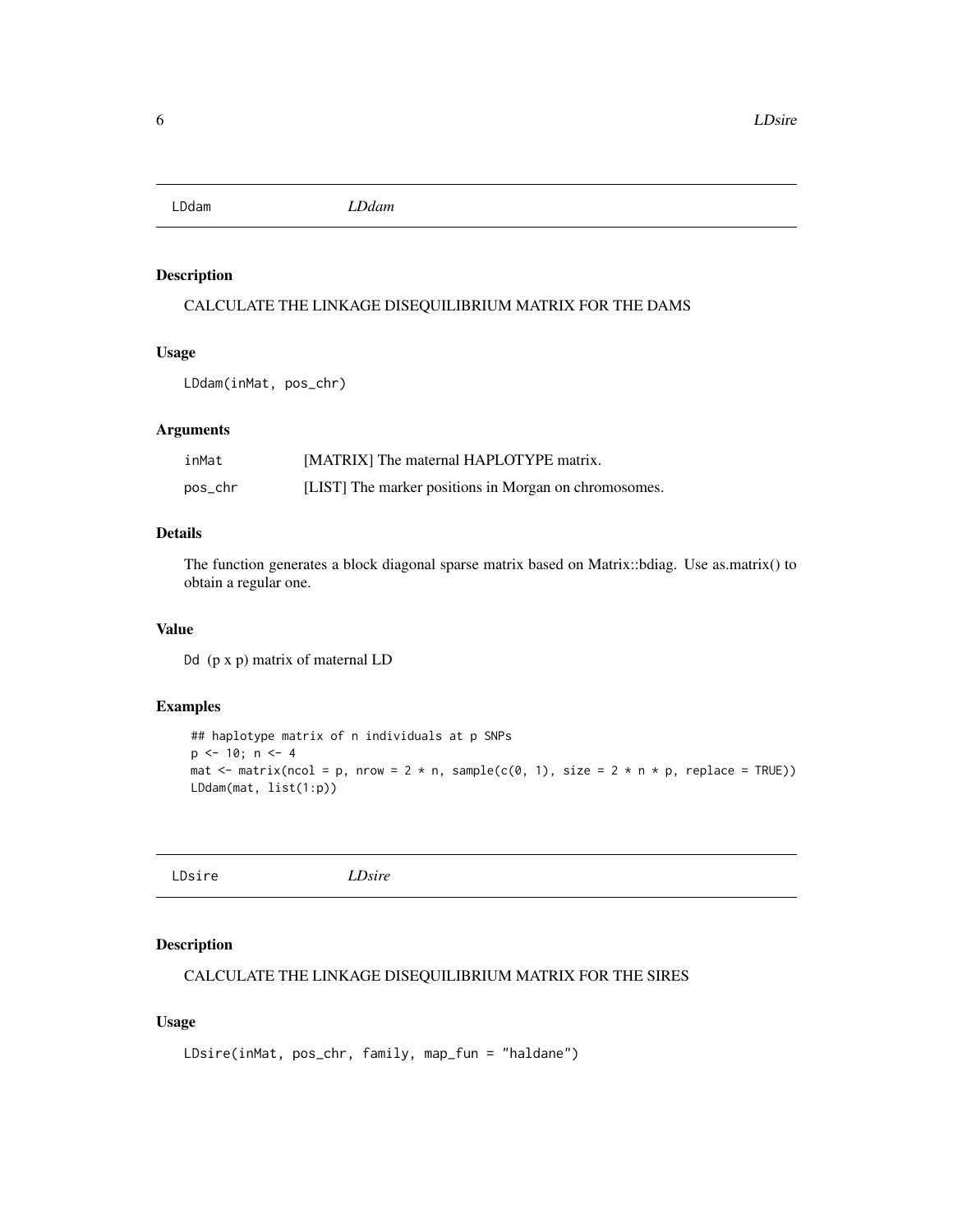## LDdam *LDdam*

### Description

CALCULATE THE LINKAGE DISEQUILIBRIUM MATRIX FOR THE DAMS

### Usage

```
LDdam(inMat, pos_chr)
```

### Arguments

| | |
|---|---|
| inMat | [MATRIX] The maternal HAPLOTYPE matrix. |
| pos_chr | [LIST] The marker positions in Morgan on chromosomes. |

### Details

The function generates a block diagonal sparse matrix based on Matrix::bdiag. Use as.matrix() to obtain a regular one.

### Value

Dd (p x p) matrix of maternal LD

### Examples

```
## haplotype matrix of n individuals at p SNPs
p <- 10; n <- 4
mat <- matrix(ncol = p, nrow = 2 * n, sample(c(0, 1), size = 2 * n * p, replace = TRUE))
LDdam(mat, list(1:p))
```

## LDsire *LDsire*

### Description

CALCULATE THE LINKAGE DISEQUILIBRIUM MATRIX FOR THE SIRES

### Usage

```
LDsire(inMat, pos_chr, family, map_fun = "haldane")
```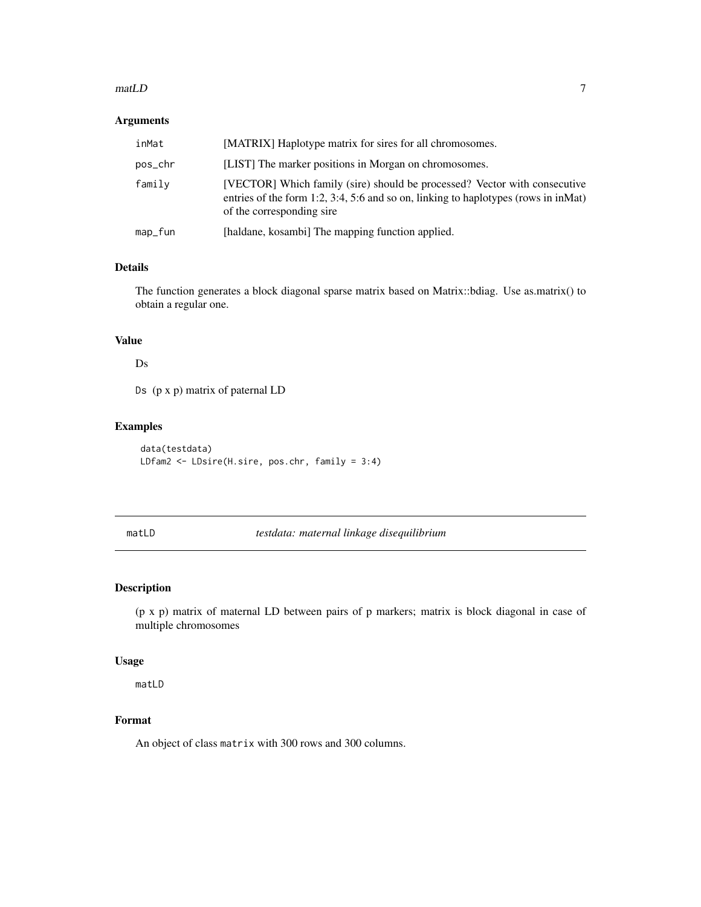### Arguments

| | |
|---|---|
| inMat | [MATRIX] Haplotype matrix for sires for all chromosomes. |
| pos_chr | [LIST] The marker positions in Morgan on chromosomes. |
| family | [VECTOR] Which family (sire) should be processed? Vector with consecutive entries of the form 1:2, 3:4, 5:6 and so on, linking to haplotypes (rows in inMat) of the corresponding sire |
| map_fun | [haldane, kosambi] The mapping function applied. |

### Details

The function generates a block diagonal sparse matrix based on Matrix::bdiag. Use as.matrix() to obtain a regular one.

### Value

Ds

Ds (p x p) matrix of paternal LD

### Examples

```
data(testdata)
LDfam2 <- LDsire(H.sire, pos.chr, family = 3:4)
```

---

## matLD — *testdata: maternal linkage disequilibrium*

### Description

(p x p) matrix of maternal LD between pairs of p markers; matrix is block diagonal in case of multiple chromosomes

### Usage

```
matLD
```

### Format

An object of class `matrix` with 300 rows and 300 columns.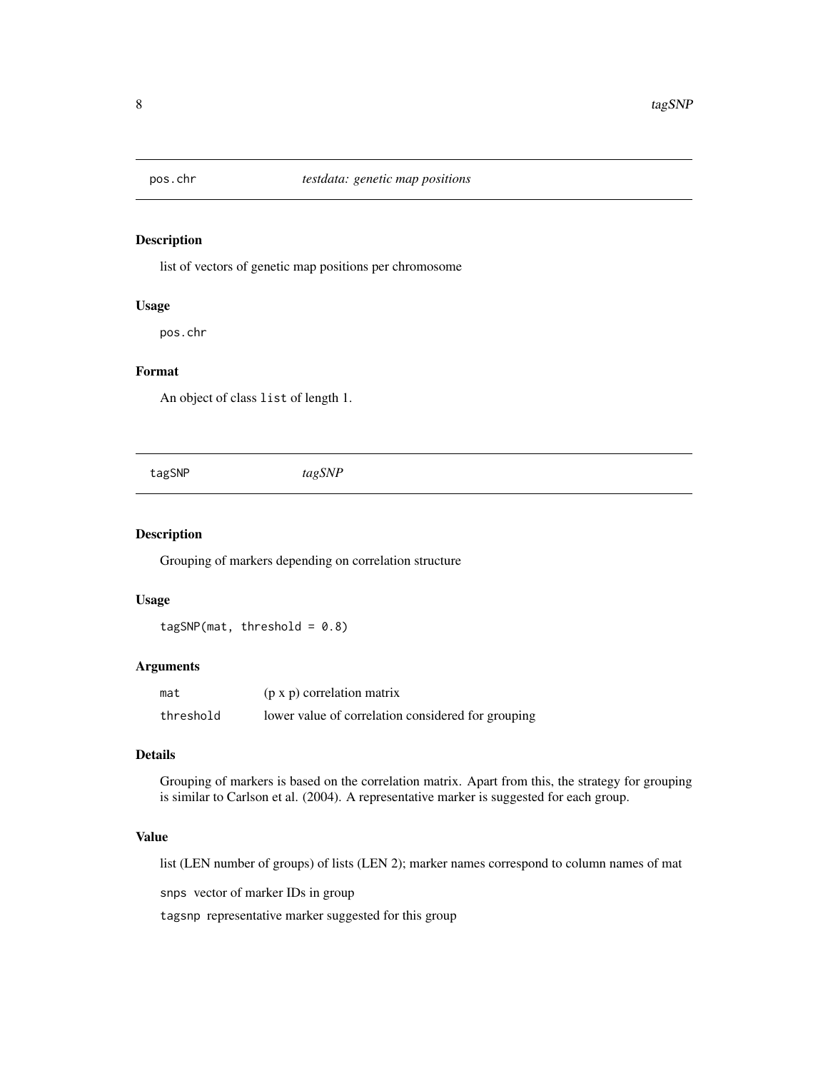## pos.chr *testdata: genetic map positions*

### Description

list of vectors of genetic map positions per chromosome

### Usage

```
pos.chr
```

### Format

An object of class `list` of length 1.

## tagSNP *tagSNP*

### Description

Grouping of markers depending on correlation structure

### Usage

```
tagSNP(mat, threshold = 0.8)
```

### Arguments

| | |
|---|---|
| mat | (p x p) correlation matrix |
| threshold | lower value of correlation considered for grouping |

### Details

Grouping of markers is based on the correlation matrix. Apart from this, the strategy for grouping is similar to Carlson et al. (2004). A representative marker is suggested for each group.

### Value

list (LEN number of groups) of lists (LEN 2); marker names correspond to column names of mat

snps vector of marker IDs in group

tagsnp representative marker suggested for this group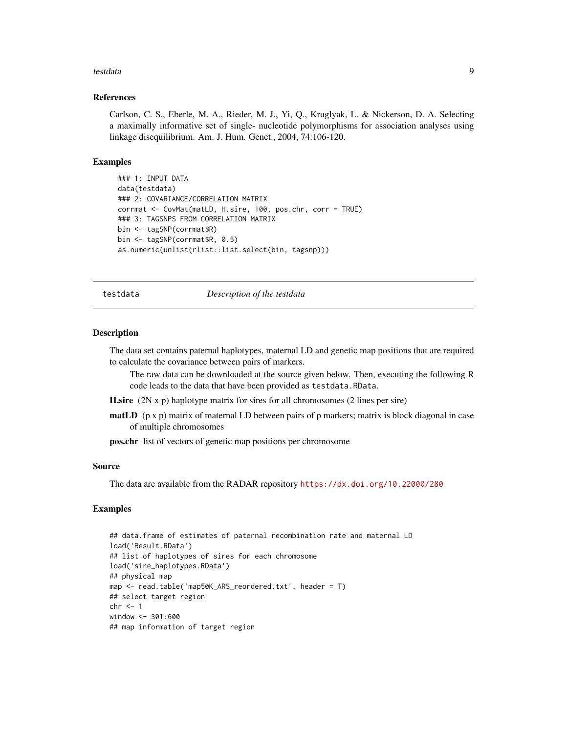## References

Carlson, C. S., Eberle, M. A., Rieder, M. J., Yi, Q., Kruglyak, L. & Nickerson, D. A. Selecting a maximally informative set of single- nucleotide polymorphisms for association analyses using linkage disequilibrium. Am. J. Hum. Genet., 2004, 74:106-120.

## Examples

```
### 1: INPUT DATA
data(testdata)
### 2: COVARIANCE/CORRELATION MATRIX
corrmat <- CovMat(matLD, H.sire, 100, pos.chr, corr = TRUE)
### 3: TAGSNPS FROM CORRELATION MATRIX
bin <- tagSNP(corrmat$R)
bin <- tagSNP(corrmat$R, 0.5)
as.numeric(unlist(rlist::list.select(bin, tagsnp)))
```

---

# testdata — *Description of the testdata*

## Description

The data set contains paternal haplotypes, maternal LD and genetic map positions that are required to calculate the covariance between pairs of markers.

The raw data can be downloaded at the source given below. Then, executing the following R code leads to the data that have been provided as `testdata.RData`.

**H.sire** (2N x p) haplotype matrix for sires for all chromosomes (2 lines per sire)

**matLD** (p x p) matrix of maternal LD between pairs of p markers; matrix is block diagonal in case of multiple chromosomes

**pos.chr** list of vectors of genetic map positions per chromosome

## Source

The data are available from the RADAR repository https://dx.doi.org/10.22000/280

## Examples

```
## data.frame of estimates of paternal recombination rate and maternal LD
load('Result.RData')
## list of haplotypes of sires for each chromosome
load('sire_haplotypes.RData')
## physical map
map <- read.table('map50K_ARS_reordered.txt', header = T)
## select target region
chr <- 1
window <- 301:600
## map information of target region
```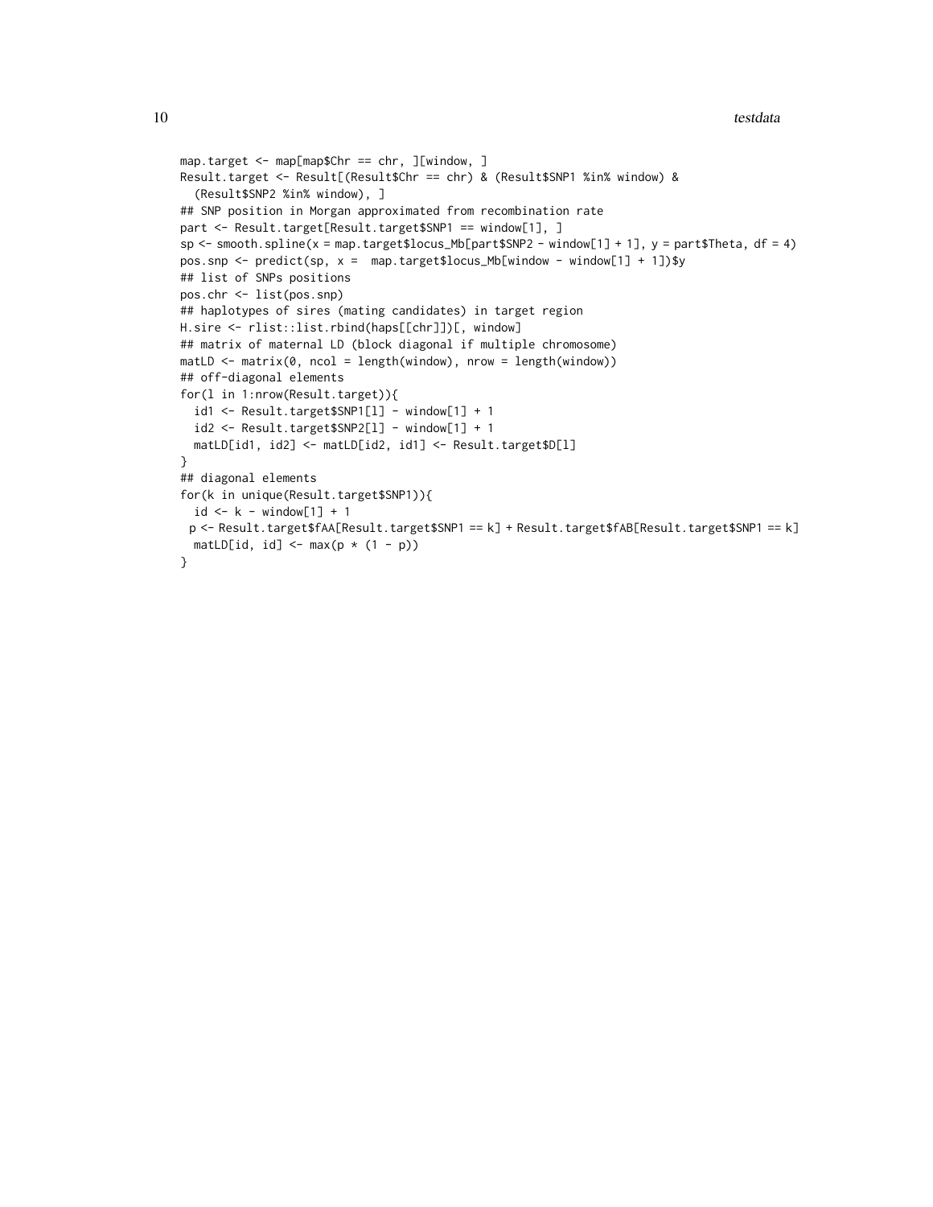```
map.target <- map[map$Chr == chr, ][window, ]
Result.target <- Result[(Result$Chr == chr) & (Result$SNP1 %in% window) &
  (Result$SNP2 %in% window), ]
## SNP position in Morgan approximated from recombination rate
part <- Result.target[Result.target$SNP1 == window[1], ]
sp <- smooth.spline(x = map.target$locus_Mb[part$SNP2 - window[1] + 1], y = part$Theta, df = 4)
pos.snp <- predict(sp, x =  map.target$locus_Mb[window - window[1] + 1])$y
## list of SNPs positions
pos.chr <- list(pos.snp)
## haplotypes of sires (mating candidates) in target region
H.sire <- rlist::list.rbind(haps[[chr]])[, window]
## matrix of maternal LD (block diagonal if multiple chromosome)
matLD <- matrix(0, ncol = length(window), nrow = length(window))
## off-diagonal elements
for(l in 1:nrow(Result.target)){
  id1 <- Result.target$SNP1[l] - window[1] + 1
  id2 <- Result.target$SNP2[l] - window[1] + 1
  matLD[id1, id2] <- matLD[id2, id1] <- Result.target$D[l]
}
## diagonal elements
for(k in unique(Result.target$SNP1)){
  id <- k - window[1] + 1
 p <- Result.target$fAA[Result.target$SNP1 == k] + Result.target$fAB[Result.target$SNP1 == k]
  matLD[id, id] <- max(p * (1 - p))
}
```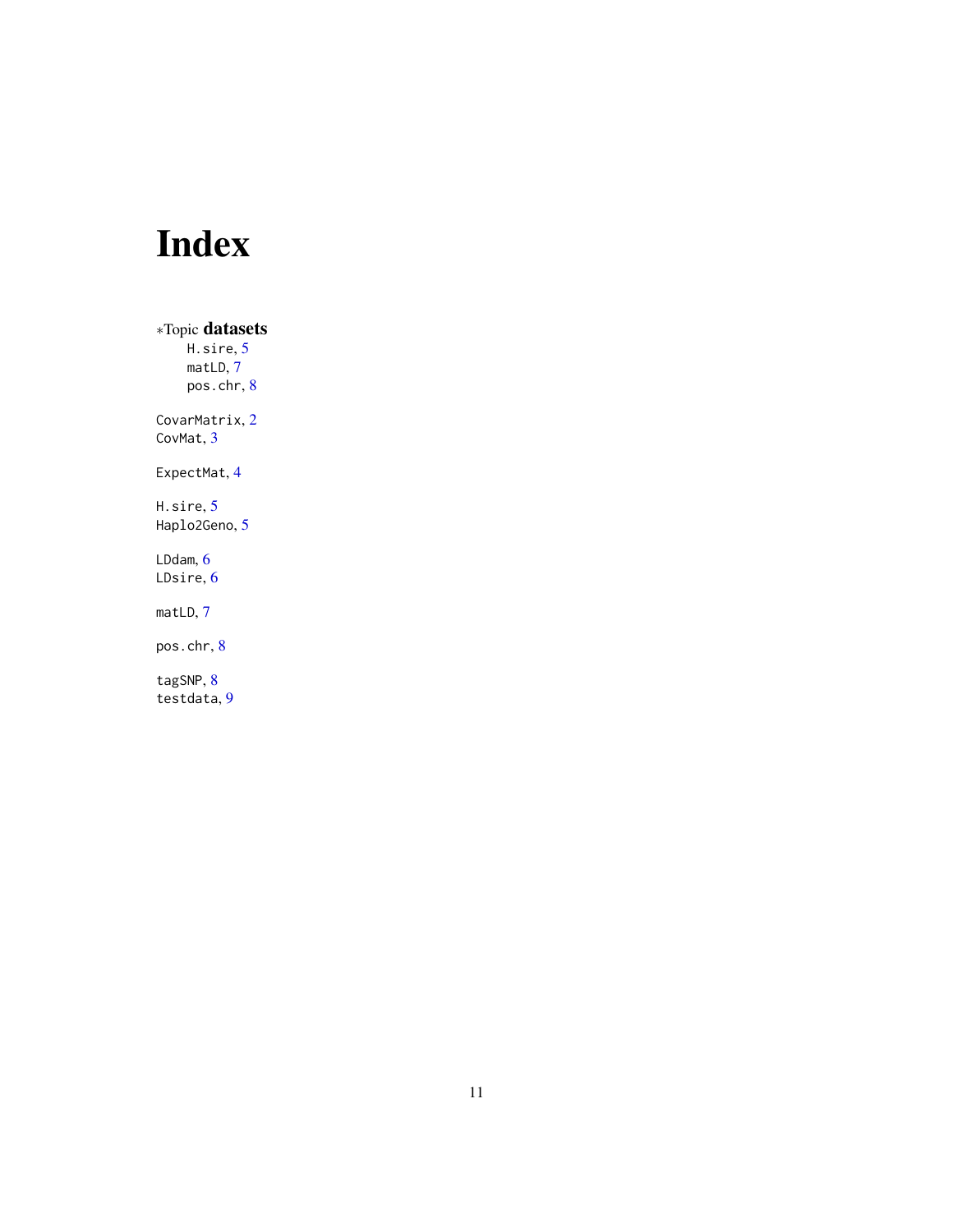# Index

*Topic **datasets**
- H.sire, 5
- matLD, 7
- pos.chr, 8

CovarMatrix, 2
CovMat, 3

ExpectMat, 4

H.sire, 5
Haplo2Geno, 5

LDdam, 6
LDsire, 6

matLD, 7

pos.chr, 8

tagSNP, 8
testdata, 9